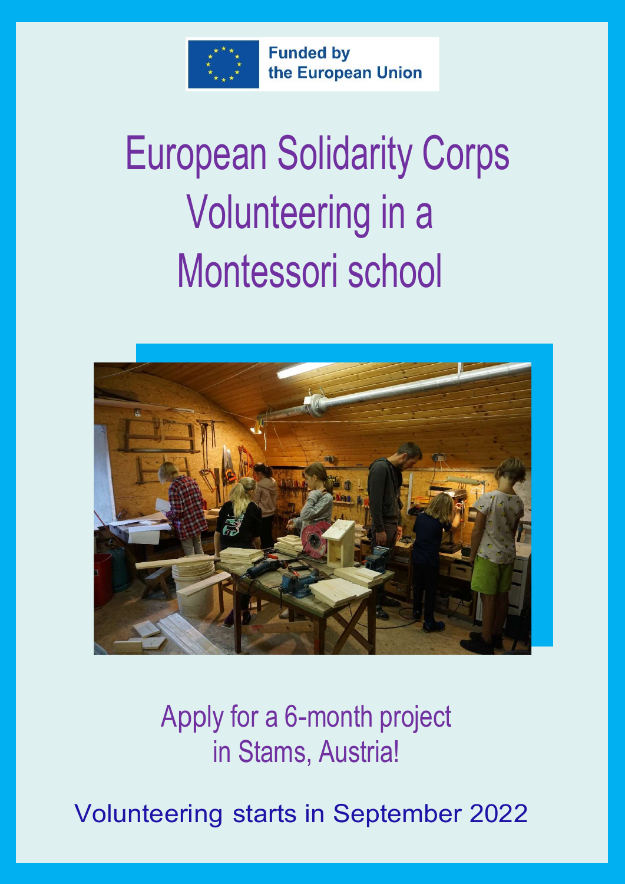Funded by the European Union

# European Solidarity Corps Volunteering in a Montessori school

## Apply for a 6-month project in Stams, Austria!

### Volunteering starts in September 2022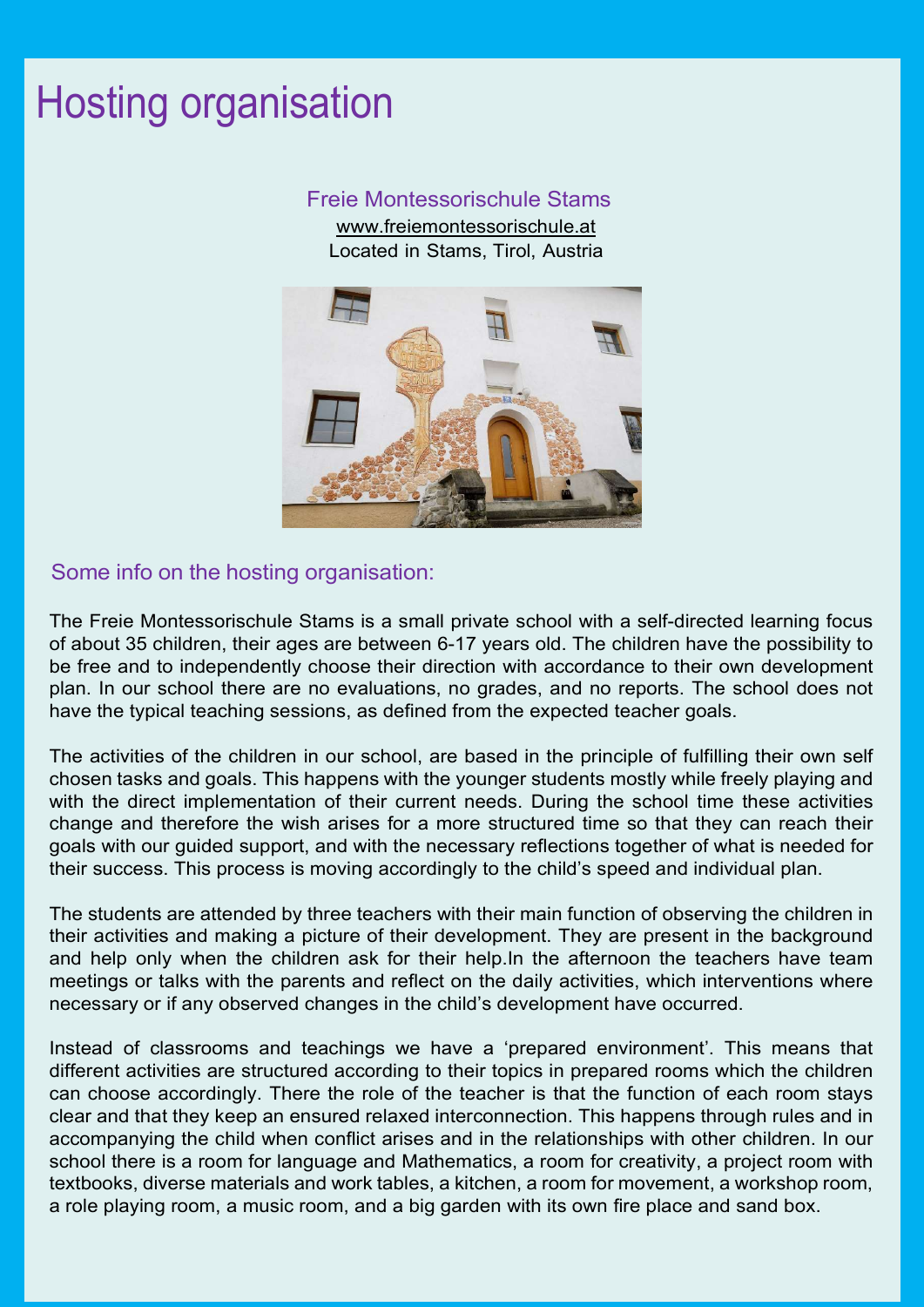# Hosting organisation

Freie Montessorischule Stams

www.freiemontessorischule.at

Located in Stams, Tirol, Austria

## Some info on the hosting organisation:

The Freie Montessorischule Stams is a small private school with a self-directed learning focus of about 35 children, their ages are between 6-17 years old. The children have the possibility to be free and to independently choose their direction with accordance to their own development plan. In our school there are no evaluations, no grades, and no reports. The school does not have the typical teaching sessions, as defined from the expected teacher goals.

The activities of the children in our school, are based in the principle of fulfilling their own self chosen tasks and goals. This happens with the younger students mostly while freely playing and with the direct implementation of their current needs. During the school time these activities change and therefore the wish arises for a more structured time so that they can reach their goals with our guided support, and with the necessary reflections together of what is needed for their success. This process is moving accordingly to the child's speed and individual plan.

The students are attended by three teachers with their main function of observing the children in their activities and making a picture of their development. They are present in the background and help only when the children ask for their help.In the afternoon the teachers have team meetings or talks with the parents and reflect on the daily activities, which interventions where necessary or if any observed changes in the child's development have occurred.

Instead of classrooms and teachings we have a 'prepared environment'. This means that different activities are structured according to their topics in prepared rooms which the children can choose accordingly. There the role of the teacher is that the function of each room stays clear and that they keep an ensured relaxed interconnection. This happens through rules and in accompanying the child when conflict arises and in the relationships with other children. In our school there is a room for language and Mathematics, a room for creativity, a project room with textbooks, diverse materials and work tables, a kitchen, a room for movement, a workshop room, a role playing room, a music room, and a big garden with its own fire place and sand box.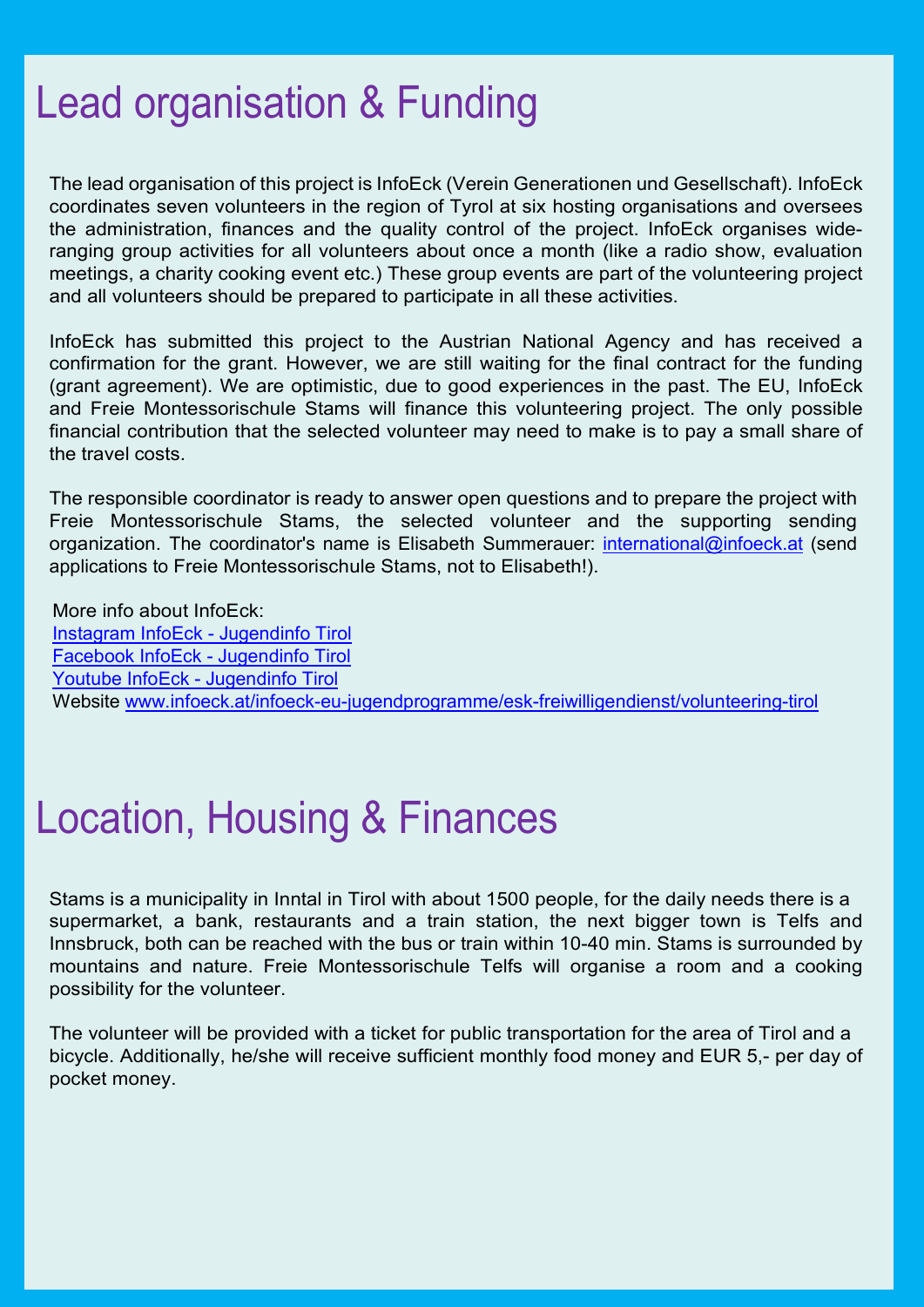# Lead organisation & Funding

The lead organisation of this project is InfoEck (Verein Generationen und Gesellschaft). InfoEck coordinates seven volunteers in the region of Tyrol at six hosting organisations and oversees the administration, finances and the quality control of the project. InfoEck organises wide-ranging group activities for all volunteers about once a month (like a radio show, evaluation meetings, a charity cooking event etc.) These group events are part of the volunteering project and all volunteers should be prepared to participate in all these activities.

InfoEck has submitted this project to the Austrian National Agency and has received a confirmation for the grant. However, we are still waiting for the final contract for the funding (grant agreement). We are optimistic, due to good experiences in the past. The EU, InfoEck and Freie Montessorischule Stams will finance this volunteering project. The only possible financial contribution that the selected volunteer may need to make is to pay a small share of the travel costs.

The responsible coordinator is ready to answer open questions and to prepare the project with Freie Montessorischule Stams, the selected volunteer and the supporting sending organization. The coordinator's name is Elisabeth Summerauer: [international@infoeck.at](mailto:international@infoeck.at) (send applications to Freie Montessorischule Stams, not to Elisabeth!).

More info about InfoEck:
[Instagram InfoEck - Jugendinfo Tirol]()
[Facebook InfoEck - Jugendinfo Tirol]()
[Youtube InfoEck - Jugendinfo Tirol]()
Website [www.infoeck.at/infoeck-eu-jugendprogramme/esk-freiwilligendienst/volunteering-tirol](http://www.infoeck.at/infoeck-eu-jugendprogramme/esk-freiwilligendienst/volunteering-tirol)

# Location, Housing & Finances

Stams is a municipality in Inntal in Tirol with about 1500 people, for the daily needs there is a supermarket, a bank, restaurants and a train station, the next bigger town is Telfs and Innsbruck, both can be reached with the bus or train within 10-40 min. Stams is surrounded by mountains and nature. Freie Montessorischule Telfs will organise a room and a cooking possibility for the volunteer.

The volunteer will be provided with a ticket for public transportation for the area of Tirol and a bicycle. Additionally, he/she will receive sufficient monthly food money and EUR 5,- per day of pocket money.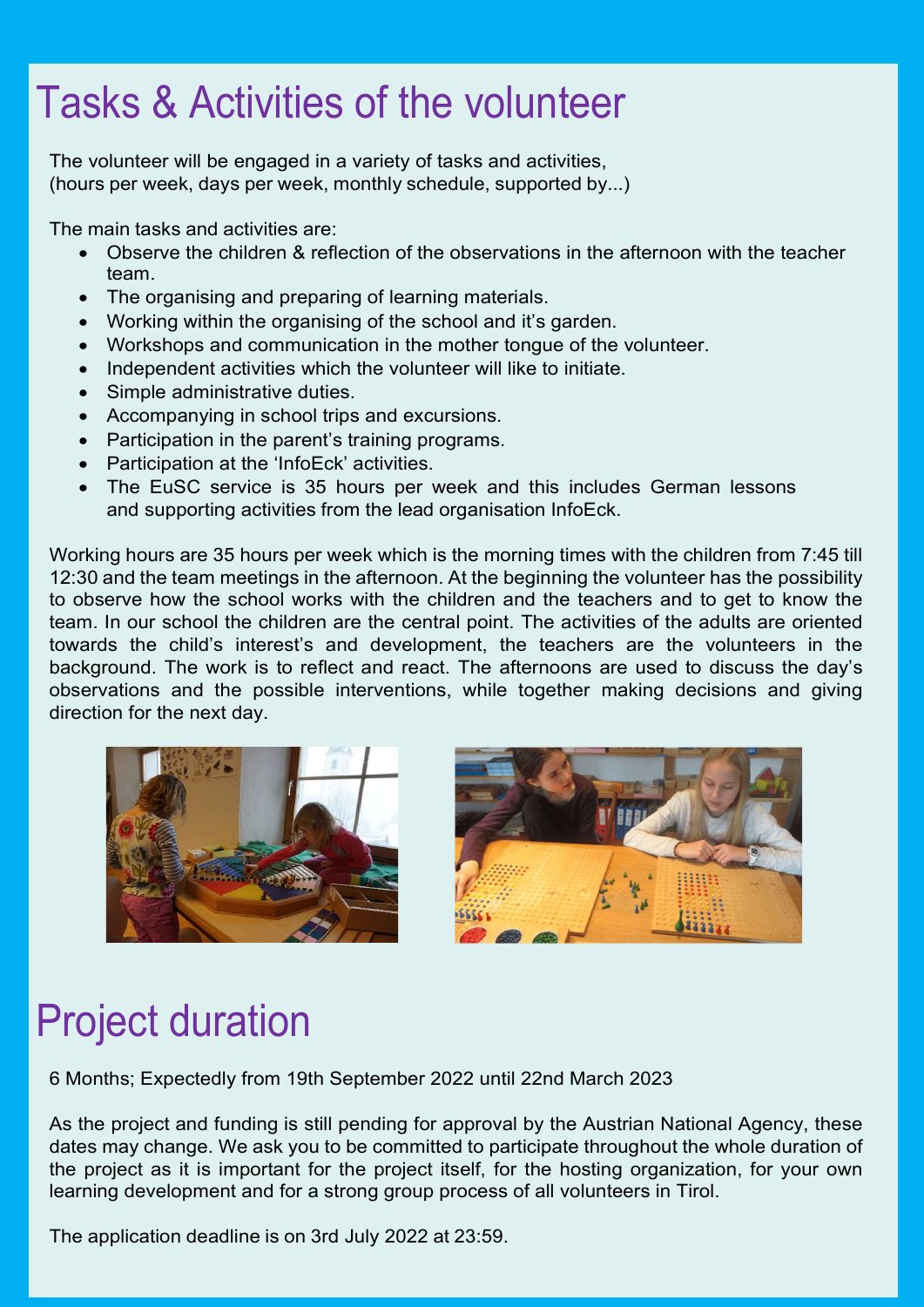# Tasks & Activities of the volunteer

The volunteer will be engaged in a variety of tasks and activities,
(hours per week, days per week, monthly schedule, supported by...)

The main tasks and activities are:

- Observe the children & reflection of the observations in the afternoon with the teacher team.
- The organising and preparing of learning materials.
- Working within the organising of the school and it's garden.
- Workshops and communication in the mother tongue of the volunteer.
- Independent activities which the volunteer will like to initiate.
- Simple administrative duties.
- Accompanying in school trips and excursions.
- Participation in the parent's training programs.
- Participation at the 'InfoEck' activities.
- The EuSC service is 35 hours per week and this includes German lessons and supporting activities from the lead organisation InfoEck.

Working hours are 35 hours per week which is the morning times with the children from 7:45 till 12:30 and the team meetings in the afternoon. At the beginning the volunteer has the possibility to observe how the school works with the children and the teachers and to get to know the team. In our school the children are the central point. The activities of the adults are oriented towards the child's interest's and development, the teachers are the volunteers in the background. The work is to reflect and react. The afternoons are used to discuss the day's observations and the possible interventions, while together making decisions and giving direction for the next day.

# Project duration

6 Months; Expectedly from 19th September 2022 until 22nd March 2023

As the project and funding is still pending for approval by the Austrian National Agency, these dates may change. We ask you to be committed to participate throughout the whole duration of the project as it is important for the project itself, for the hosting organization, for your own learning development and for a strong group process of all volunteers in Tirol.

The application deadline is on 3rd July 2022 at 23:59.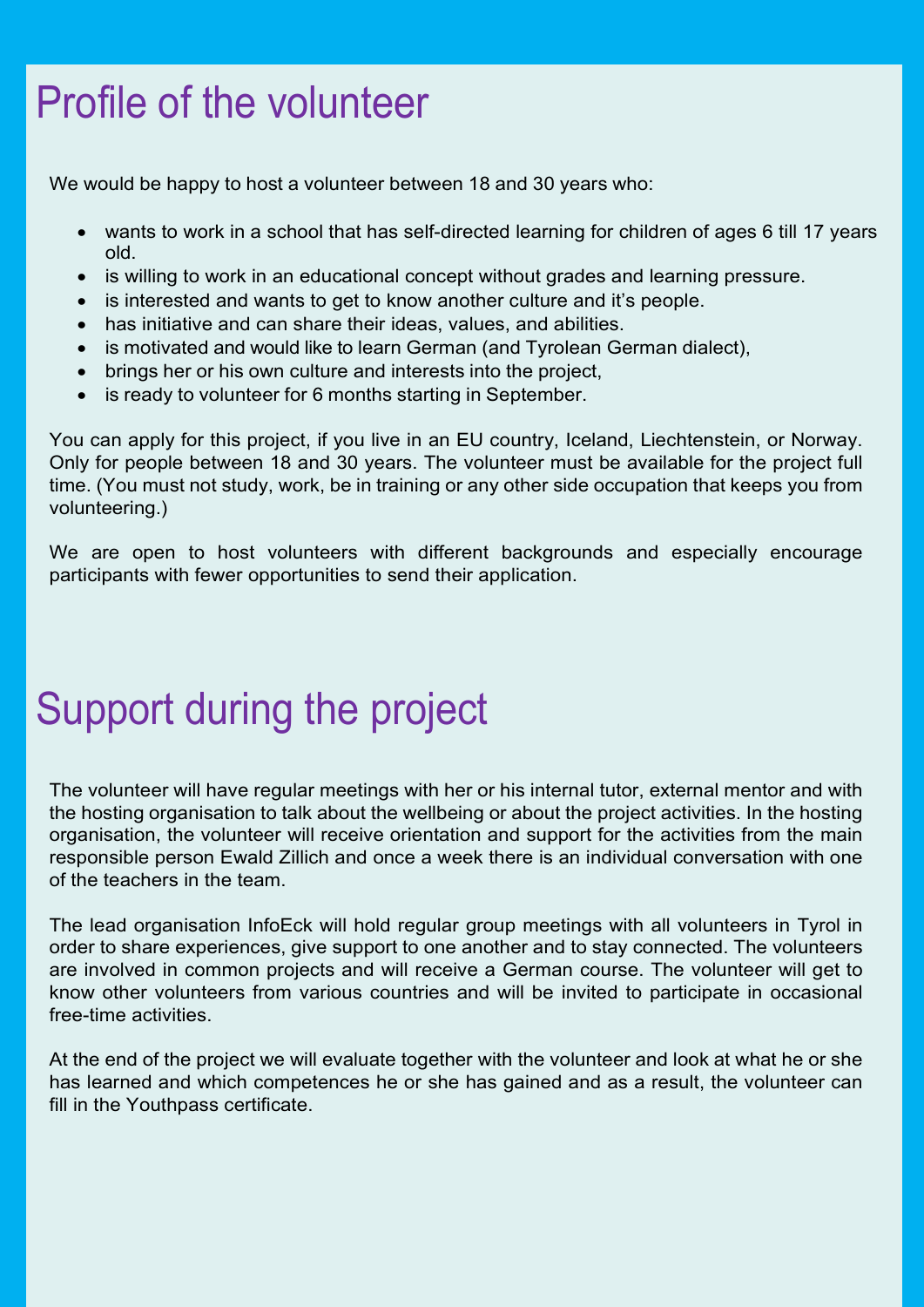# Profile of the volunteer

We would be happy to host a volunteer between 18 and 30 years who:

- wants to work in a school that has self-directed learning for children of ages 6 till 17 years old.
- is willing to work in an educational concept without grades and learning pressure.
- is interested and wants to get to know another culture and it's people.
- has initiative and can share their ideas, values, and abilities.
- is motivated and would like to learn German (and Tyrolean German dialect),
- brings her or his own culture and interests into the project,
- is ready to volunteer for 6 months starting in September.

You can apply for this project, if you live in an EU country, Iceland, Liechtenstein, or Norway. Only for people between 18 and 30 years. The volunteer must be available for the project full time. (You must not study, work, be in training or any other side occupation that keeps you from volunteering.)

We are open to host volunteers with different backgrounds and especially encourage participants with fewer opportunities to send their application.

# Support during the project

The volunteer will have regular meetings with her or his internal tutor, external mentor and with the hosting organisation to talk about the wellbeing or about the project activities. In the hosting organisation, the volunteer will receive orientation and support for the activities from the main responsible person Ewald Zillich and once a week there is an individual conversation with one of the teachers in the team.

The lead organisation InfoEck will hold regular group meetings with all volunteers in Tyrol in order to share experiences, give support to one another and to stay connected. The volunteers are involved in common projects and will receive a German course. The volunteer will get to know other volunteers from various countries and will be invited to participate in occasional free-time activities.

At the end of the project we will evaluate together with the volunteer and look at what he or she has learned and which competences he or she has gained and as a result, the volunteer can fill in the Youthpass certificate.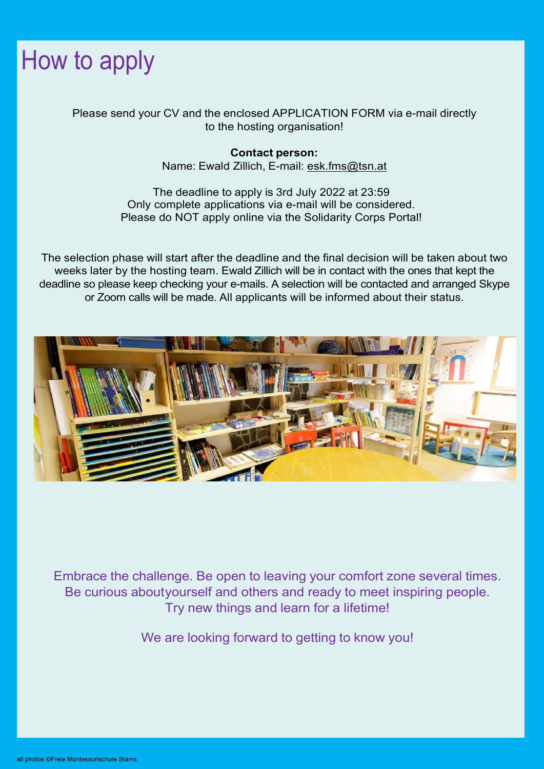# How to apply

Please send your CV and the enclosed APPLICATION FORM via e-mail directly to the hosting organisation!

**Contact person:**
Name: Ewald Zillich, E-mail: esk.fms@tsn.at

The deadline to apply is 3rd July 2022 at 23:59
Only complete applications via e-mail will be considered.
Please do NOT apply online via the Solidarity Corps Portal!

The selection phase will start after the deadline and the final decision will be taken about two weeks later by the hosting team. Ewald Zillich will be in contact with the ones that kept the deadline so please keep checking your e-mails. A selection will be contacted and arranged Skype or Zoom calls will be made. All applicants will be informed about their status.

Embrace the challenge. Be open to leaving your comfort zone several times. Be curious aboutyourself and others and ready to meet inspiring people. Try new things and learn for a lifetime!

We are looking forward to getting to know you!

all photos ©Freie Montessorischule Stams